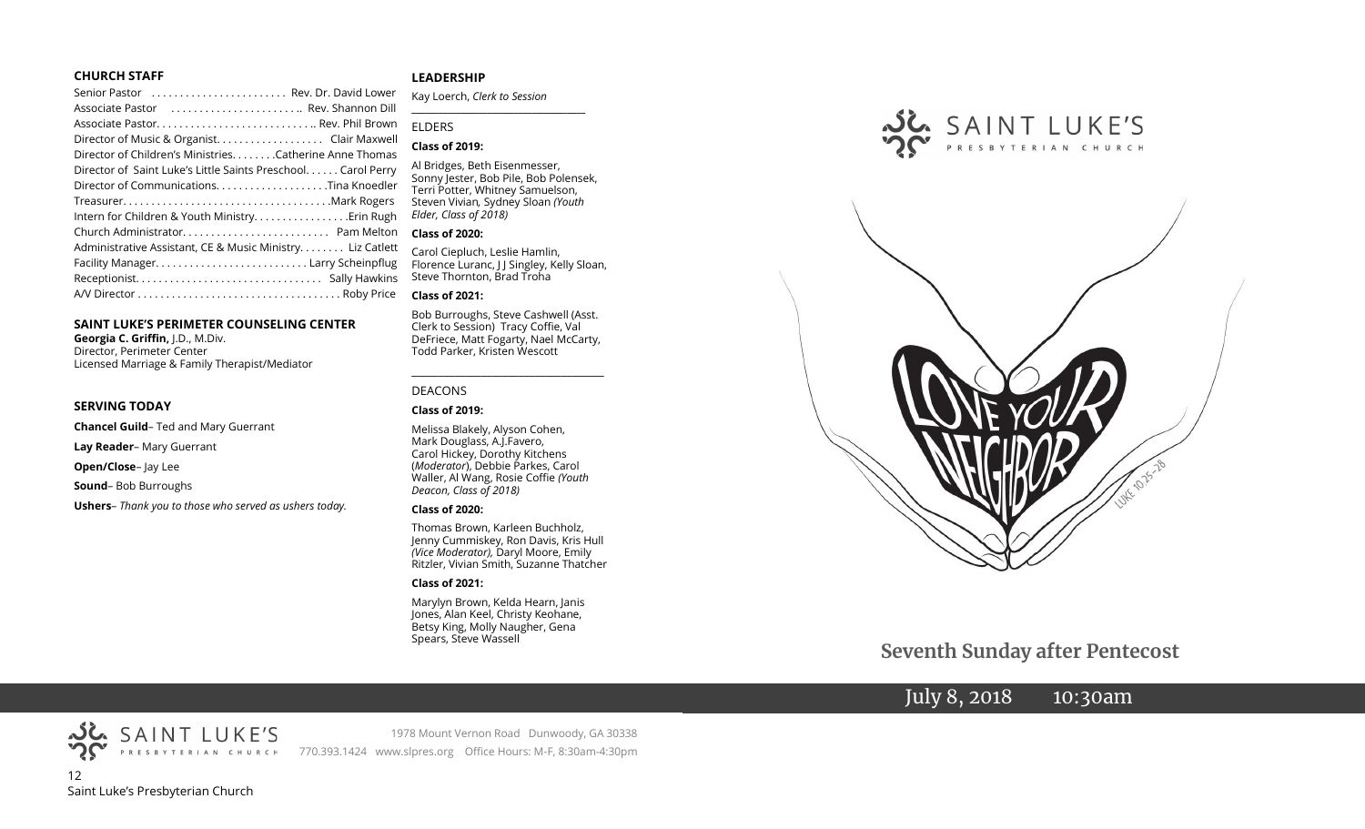## CHURCH STAFF

Senior Pastor . . . . . . . . . . . . . . . . . . . . . . . Rev. Dr. David Lower
Associate Pastor . . . . . . . . . . . . . . . . . . . . . .. Rev. Shannon Dill
Associate Pastor. . . . . . . . . . . . . . . . . . . . . . . . . . .. Rev. Phil Brown
Director of Music & Organist. . . . . . . . . . . . . . . . . . Clair Maxwell
Director of Children's Ministries. . . . . . . .Catherine Anne Thomas
Director of Saint Luke's Little Saints Preschool. . . . . . Carol Perry
Director of Communications. . . . . . . . . . . . . . . . . . .Tina Knoedler
Treasurer. . . . . . . . . . . . . . . . . . . . . . . . . . . . . . . . . . . .Mark Rogers
Intern for Children & Youth Ministry. . . . . . . . . . . . . . . .Erin Rugh
Church Administrator. . . . . . . . . . . . . . . . . . . . . . . . . Pam Melton
Administrative Assistant, CE & Music Ministry. . . . . . . Liz Catlett
Facility Manager. . . . . . . . . . . . . . . . . . . . . . . . . . Larry Scheinpflug
Receptionist. . . . . . . . . . . . . . . . . . . . . . . . . . . . . . . . Sally Hawkins
A/V Director . . . . . . . . . . . . . . . . . . . . . . . . . . . . . . . . . . . Roby Price

## SAINT LUKE'S PERIMETER COUNSELING CENTER

**Georgia C. Griffin,** J.D., M.Div.
Director, Perimeter Center
Licensed Marriage & Family Therapist/Mediator

## SERVING TODAY

**Chancel Guild**– Ted and Mary Guerrant

**Lay Reader**– Mary Guerrant

**Open/Close**– Jay Lee

**Sound**– Bob Burroughs

**Ushers**– *Thank you to those who served as ushers today.*

## LEADERSHIP

Kay Loerch, *Clerk to Session*

---

ELDERS

**Class of 2019:**

Al Bridges, Beth Eisenmesser, Sonny Jester, Bob Pile, Bob Polensek, Terri Potter, Whitney Samuelson, Steven Vivian, Sydney Sloan *(Youth Elder, Class of 2018)*

**Class of 2020:**

Carol Ciepluch, Leslie Hamlin, Florence Luranc, J J Singley, Kelly Sloan, Steve Thornton, Brad Troha

**Class of 2021:**

Bob Burroughs, Steve Cashwell (Asst. Clerk to Session) Tracy Coffie, Val DeFriece, Matt Fogarty, Nael McCarty, Todd Parker, Kristen Wescott

---

DEACONS

**Class of 2019:**

Melissa Blakely, Alyson Cohen, Mark Douglass, A.J.Favero, Carol Hickey, Dorothy Kitchens (*Moderator*), Debbie Parkes, Carol Waller, Al Wang, Rosie Coffie *(Youth Deacon, Class of 2018)*

**Class of 2020:**

Thomas Brown, Karleen Buchholz, Jenny Cummiskey, Ron Davis, Kris Hull *(Vice Moderator),* Daryl Moore, Emily Ritzler, Vivian Smith, Suzanne Thatcher

**Class of 2021:**

Marylyn Brown, Kelda Hearn, Janis Jones, Alan Keel, Christy Keohane, Betsy King, Molly Naugher, Gena Spears, Steve Wassell

SAINT LUKE'S PRESBYTERIAN CHURCH

1978 Mount Vernon Road Dunwoody, GA 30338
770.393.1424 www.slpres.org Office Hours: M-F, 8:30am-4:30pm

SAINT LUKE'S PRESBYTERIAN CHURCH

LOVE YOUR NEIGHBOR — LUKE 10:25-28

# Seventh Sunday after Pentecost

July 8, 2018 10:30am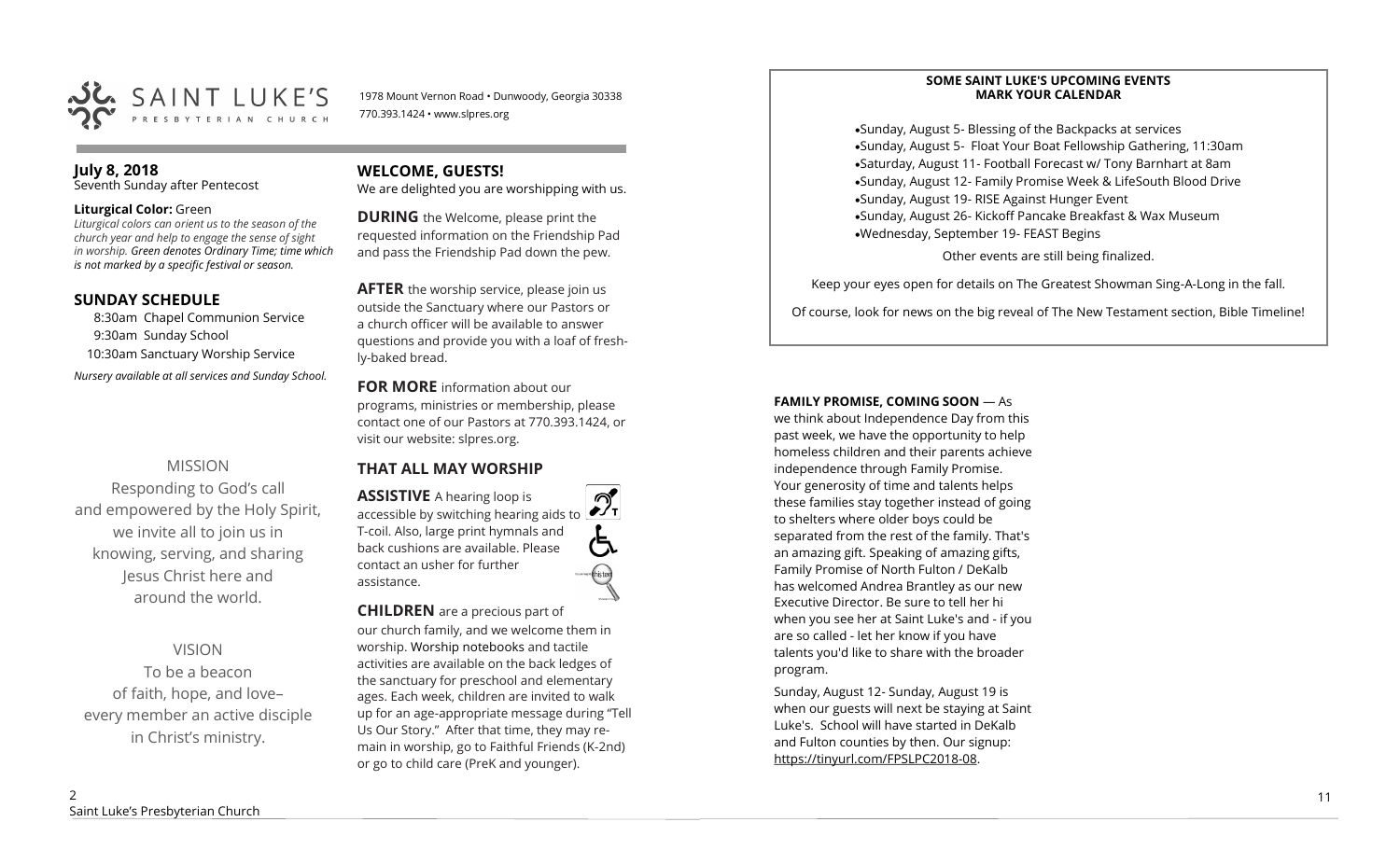SAINT LUKE'S PRESBYTERIAN CHURCH

1978 Mount Vernon Road • Dunwoody, Georgia 30338
770.393.1424 • www.slpres.org

## July 8, 2018

Seventh Sunday after Pentecost

**Liturgical Color:** Green

*Liturgical colors can orient us to the season of the church year and help to engage the sense of sight in worship. Green denotes Ordinary Time; time which is not marked by a specific festival or season.*

## SUNDAY SCHEDULE

8:30am Chapel Communion Service
9:30am Sunday School
10:30am Sanctuary Worship Service

*Nursery available at all services and Sunday School.*

MISSION

Responding to God's call and empowered by the Holy Spirit, we invite all to join us in knowing, serving, and sharing Jesus Christ here and around the world.

VISION

To be a beacon of faith, hope, and love– every member an active disciple in Christ's ministry.

## WELCOME, GUESTS!

We are delighted you are worshipping with us.

**DURING** the Welcome, please print the requested information on the Friendship Pad and pass the Friendship Pad down the pew.

**AFTER** the worship service, please join us outside the Sanctuary where our Pastors or a church officer will be available to answer questions and provide you with a loaf of freshly-baked bread.

**FOR MORE** information about our programs, ministries or membership, please contact one of our Pastors at 770.393.1424, or visit our website: slpres.org.

## THAT ALL MAY WORSHIP

**ASSISTIVE** A hearing loop is accessible by switching hearing aids to T-coil. Also, large print hymnals and back cushions are available. Please contact an usher for further assistance.

**CHILDREN** are a precious part of our church family, and we welcome them in worship. Worship notebooks and tactile activities are available on the back ledges of the sanctuary for preschool and elementary ages. Each week, children are invited to walk up for an age-appropriate message during "Tell Us Our Story." After that time, they may remain in worship, go to Faithful Friends (K-2nd) or go to child care (PreK and younger).

**SOME SAINT LUKE'S UPCOMING EVENTS**
**MARK YOUR CALENDAR**

- Sunday, August 5- Blessing of the Backpacks at services
- Sunday, August 5- Float Your Boat Fellowship Gathering, 11:30am
- Saturday, August 11- Football Forecast w/ Tony Barnhart at 8am
- Sunday, August 12- Family Promise Week & LifeSouth Blood Drive
- Sunday, August 19- RISE Against Hunger Event
- Sunday, August 26- Kickoff Pancake Breakfast & Wax Museum
- Wednesday, September 19- FEAST Begins

Other events are still being finalized.

Keep your eyes open for details on The Greatest Showman Sing-A-Long in the fall.

Of course, look for news on the big reveal of The New Testament section, Bible Timeline!

**FAMILY PROMISE, COMING SOON** — As we think about Independence Day from this past week, we have the opportunity to help homeless children and their parents achieve independence through Family Promise. Your generosity of time and talents helps these families stay together instead of going to shelters where older boys could be separated from the rest of the family. That's an amazing gift. Speaking of amazing gifts, Family Promise of North Fulton / DeKalb has welcomed Andrea Brantley as our new Executive Director. Be sure to tell her hi when you see her at Saint Luke's and - if you are so called - let her know if you have talents you'd like to share with the broader program.

Sunday, August 12- Sunday, August 19 is when our guests will next be staying at Saint Luke's. School will have started in DeKalb and Fulton counties by then. Our signup: https://tinyurl.com/FPSLPC2018-08.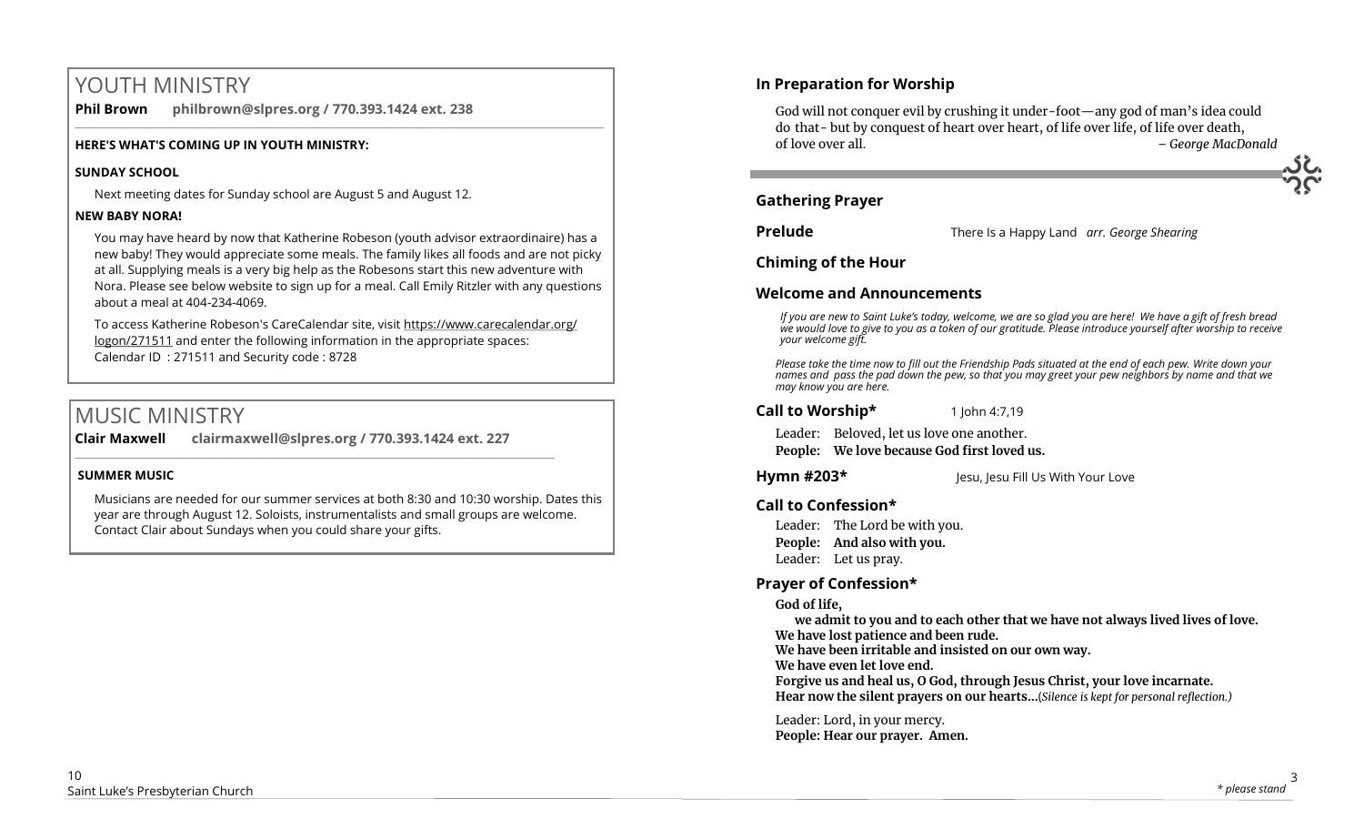# YOUTH MINISTRY

**Phil Brown** **philbrown@slpres.org / 770.393.1424 ext. 238**

**HERE'S WHAT'S COMING UP IN YOUTH MINISTRY:**

**SUNDAY SCHOOL**

Next meeting dates for Sunday school are August 5 and August 12.

**NEW BABY NORA!**

You may have heard by now that Katherine Robeson (youth advisor extraordinaire) has a new baby! They would appreciate some meals. The family likes all foods and are not picky at all. Supplying meals is a very big help as the Robesons start this new adventure with Nora. Please see below website to sign up for a meal. Call Emily Ritzler with any questions about a meal at 404-234-4069.

To access Katherine Robeson's CareCalendar site, visit https://www.carecalendar.org/logon/271511 and enter the following information in the appropriate spaces:
Calendar ID : 271511 and Security code : 8728

# MUSIC MINISTRY

**Clair Maxwell** **clairmaxwell@slpres.org / 770.393.1424 ext. 227**

**SUMMER MUSIC**

Musicians are needed for our summer services at both 8:30 and 10:30 worship. Dates this year are through August 12. Soloists, instrumentalists and small groups are welcome. Contact Clair about Sundays when you could share your gifts.

## In Preparation for Worship

God will not conquer evil by crushing it under-foot—any god of man's idea could do that- but by conquest of heart over heart, of life over life, of life over death, of love over all. *– George MacDonald*

## Gathering Prayer

**Prelude** There Is a Happy Land *arr. George Shearing*

## Chiming of the Hour

## Welcome and Announcements

*If you are new to Saint Luke's today, welcome, we are so glad you are here! We have a gift of fresh bread we would love to give to you as a token of our gratitude. Please introduce yourself after worship to receive your welcome gift.*

*Please take the time now to fill out the Friendship Pads situated at the end of each pew. Write down your names and pass the pad down the pew, so that you may greet your pew neighbors by name and that we may know you are here.*

**Call to Worship*** 1 John 4:7,19

Leader: Beloved, let us love one another.
**People: We love because God first loved us.**

**Hymn #203*** Jesu, Jesu Fill Us With Your Love

## Call to Confession*

Leader: The Lord be with you.
**People: And also with you.**
Leader: Let us pray.

## Prayer of Confession*

**God of life,**
**we admit to you and to each other that we have not always lived lives of love.**
**We have lost patience and been rude.**
**We have been irritable and insisted on our own way.**
**We have even let love end.**
**Forgive us and heal us, O God, through Jesus Christ, your love incarnate.**
**Hear now the silent prayers on our hearts...**(*Silence is kept for personal reflection.)*

Leader: Lord, in your mercy.
**People: Hear our prayer. Amen.**

*\* please stand*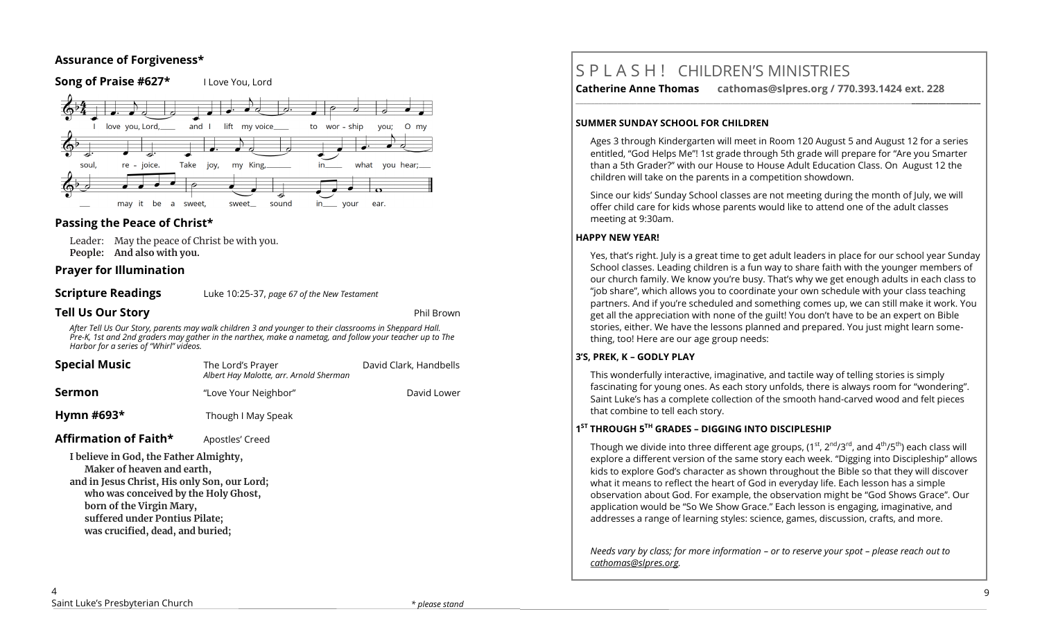## Assurance of Forgiveness*

## Song of Praise #627*

I Love You, Lord

I love you, Lord, and I lift my voice to worship you; O my soul, rejoice. Take joy, my King, in what you hear; may it be a sweet, sweet sound in your ear.

## Passing the Peace of Christ*

Leader: May the peace of Christ be with you.
**People: And also with you.**

## Prayer for Illumination

## Scripture Readings

Luke 10:25-37, *page 67 of the New Testament*

## Tell Us Our Story

Phil Brown

*After Tell Us Our Story, parents may walk children 3 and younger to their classrooms in Sheppard Hall. Pre-K, 1st and 2nd graders may gather in the narthex, make a nametag, and follow your teacher up to The Harbor for a series of "Whirl" videos.*

## Special Music

The Lord's Prayer — David Clark, Handbells
*Albert Hay Malotte, arr. Arnold Sherman*

## Sermon

"Love Your Neighbor" — David Lower

## Hymn #693*

Though I May Speak

## Affirmation of Faith*

Apostles' Creed

**I believe in God, the Father Almighty,**
**Maker of heaven and earth,**
**and in Jesus Christ, His only Son, our Lord;**
**who was conceived by the Holy Ghost,**
**born of the Virgin Mary,**
**suffered under Pontius Pilate;**
**was crucified, dead, and buried;**

*\* please stand*

# SPLASH! CHILDREN'S MINISTRIES

**Catherine Anne Thomas cathomas@slpres.org / 770.393.1424 ext. 228**

### SUMMER SUNDAY SCHOOL FOR CHILDREN

Ages 3 through Kindergarten will meet in Room 120 August 5 and August 12 for a series entitled, "God Helps Me"! 1st grade through 5th grade will prepare for "Are you Smarter than a 5th Grader?" with our House to House Adult Education Class. On August 12 the children will take on the parents in a competition showdown.

Since our kids' Sunday School classes are not meeting during the month of July, we will offer child care for kids whose parents would like to attend one of the adult classes meeting at 9:30am.

### HAPPY NEW YEAR!

Yes, that's right. July is a great time to get adult leaders in place for our school year Sunday School classes. Leading children is a fun way to share faith with the younger members of our church family. We know you're busy. That's why we get enough adults in each class to "job share", which allows you to coordinate your own schedule with your class teaching partners. And if you're scheduled and something comes up, we can still make it work. You get all the appreciation with none of the guilt! You don't have to be an expert on Bible stories, either. We have the lessons planned and prepared. You just might learn something, too! Here are our age group needs:

### 3'S, PREK, K – GODLY PLAY

This wonderfully interactive, imaginative, and tactile way of telling stories is simply fascinating for young ones. As each story unfolds, there is always room for "wondering". Saint Luke's has a complete collection of the smooth hand-carved wood and felt pieces that combine to tell each story.

### 1ST THROUGH 5TH GRADES – DIGGING INTO DISCIPLESHIP

Though we divide into three different age groups, (1st, 2nd/3rd, and 4th/5th) each class will explore a different version of the same story each week. "Digging into Discipleship" allows kids to explore God's character as shown throughout the Bible so that they will discover what it means to reflect the heart of God in everyday life. Each lesson has a simple observation about God. For example, the observation might be "God Shows Grace". Our application would be "So We Show Grace." Each lesson is engaging, imaginative, and addresses a range of learning styles: science, games, discussion, crafts, and more.

*Needs vary by class; for more information – or to reserve your spot – please reach out to cathomas@slpres.org.*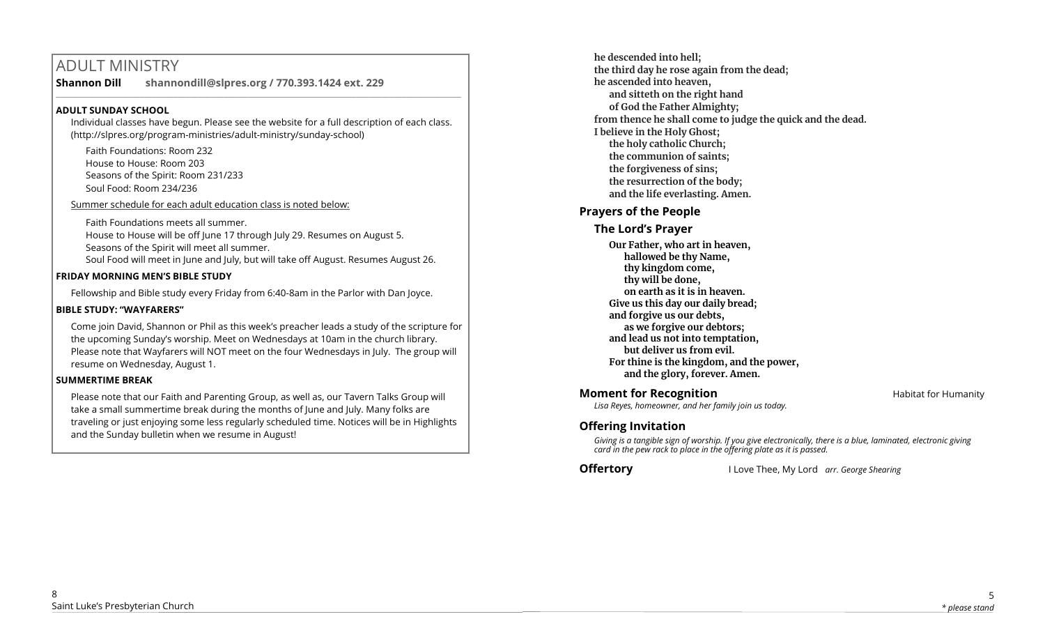# ADULT MINISTRY

**Shannon Dill** **shannondill@slpres.org / 770.393.1424 ext. 229**

**ADULT SUNDAY SCHOOL**

Individual classes have begun. Please see the website for a full description of each class. (http://slpres.org/program-ministries/adult-ministry/sunday-school)

Faith Foundations: Room 232
House to House: Room 203
Seasons of the Spirit: Room 231/233
Soul Food: Room 234/236

Summer schedule for each adult education class is noted below:

Faith Foundations meets all summer.
House to House will be off June 17 through July 29. Resumes on August 5.
Seasons of the Spirit will meet all summer.
Soul Food will meet in June and July, but will take off August. Resumes August 26.

**FRIDAY MORNING MEN'S BIBLE STUDY**

Fellowship and Bible study every Friday from 6:40-8am in the Parlor with Dan Joyce.

**BIBLE STUDY: "WAYFARERS"**

Come join David, Shannon or Phil as this week's preacher leads a study of the scripture for the upcoming Sunday's worship. Meet on Wednesdays at 10am in the church library. Please note that Wayfarers will NOT meet on the four Wednesdays in July. The group will resume on Wednesday, August 1.

**SUMMERTIME BREAK**

Please note that our Faith and Parenting Group, as well as, our Tavern Talks Group will take a small summertime break during the months of June and July. Many folks are traveling or just enjoying some less regularly scheduled time. Notices will be in Highlights and the Sunday bulletin when we resume in August!

**he descended into hell;**
**the third day he rose again from the dead;**
**he ascended into heaven,**
**and sitteth on the right hand**
**of God the Father Almighty;**
**from thence he shall come to judge the quick and the dead.**
**I believe in the Holy Ghost;**
**the holy catholic Church;**
**the communion of saints;**
**the forgiveness of sins;**
**the resurrection of the body;**
**and the life everlasting. Amen.**

## Prayers of the People

### The Lord's Prayer

**Our Father, who art in heaven,**
**hallowed be thy Name,**
**thy kingdom come,**
**thy will be done,**
**on earth as it is in heaven.**
**Give us this day our daily bread;**
**and forgive us our debts,**
**as we forgive our debtors;**
**and lead us not into temptation,**
**but deliver us from evil.**
**For thine is the kingdom, and the power,**
**and the glory, forever. Amen.**

## Moment for Recognition — Habitat for Humanity

*Lisa Reyes, homeowner, and her family join us today.*

## Offering Invitation

*Giving is a tangible sign of worship. If you give electronically, there is a blue, laminated, electronic giving card in the pew rack to place in the offering plate as it is passed.*

## Offertory — I Love Thee, My Lord *arr. George Shearing*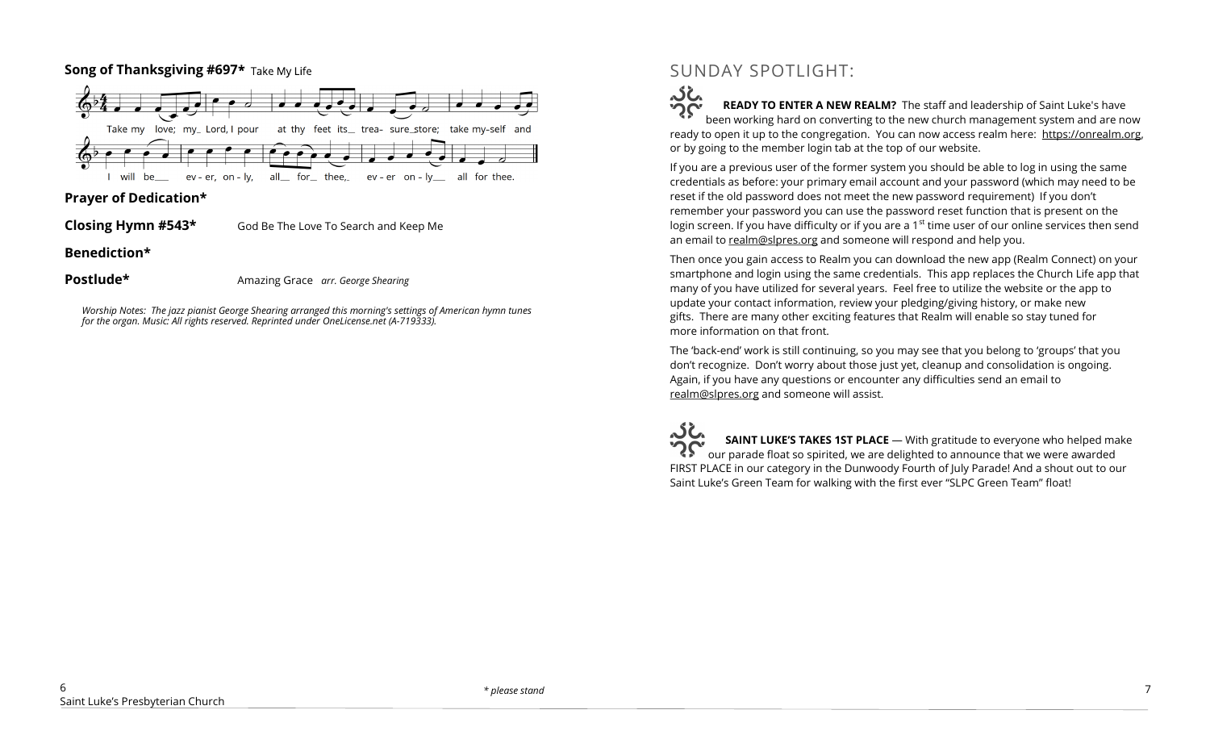**Song of Thanksgiving #697*** Take My Life

Take my love; my Lord, I pour at thy feet its treasure store; take myself and I will be ever, only, all for thee, ever only all for thee.

**Prayer of Dedication***

**Closing Hymn #543*** God Be The Love To Search and Keep Me

**Benediction***

**Postlude*** Amazing Grace *arr. George Shearing*

*Worship Notes: The jazz pianist George Shearing arranged this morning's settings of American hymn tunes for the organ. Music: All rights reserved. Reprinted under OneLicense.net (A-719333).*

*\* please stand*

## SUNDAY SPOTLIGHT:

**READY TO ENTER A NEW REALM?** The staff and leadership of Saint Luke's have been working hard on converting to the new church management system and are now ready to open it up to the congregation. You can now access realm here: https://onrealm.org, or by going to the member login tab at the top of our website.

If you are a previous user of the former system you should be able to log in using the same credentials as before: your primary email account and your password (which may need to be reset if the old password does not meet the new password requirement) If you don't remember your password you can use the password reset function that is present on the login screen. If you have difficulty or if you are a 1st time user of our online services then send an email to realm@slpres.org and someone will respond and help you.

Then once you gain access to Realm you can download the new app (Realm Connect) on your smartphone and login using the same credentials. This app replaces the Church Life app that many of you have utilized for several years. Feel free to utilize the website or the app to update your contact information, review your pledging/giving history, or make new gifts. There are many other exciting features that Realm will enable so stay tuned for more information on that front.

The 'back-end' work is still continuing, so you may see that you belong to 'groups' that you don't recognize. Don't worry about those just yet, cleanup and consolidation is ongoing. Again, if you have any questions or encounter any difficulties send an email to realm@slpres.org and someone will assist.

**SAINT LUKE'S TAKES 1ST PLACE** — With gratitude to everyone who helped make our parade float so spirited, we are delighted to announce that we were awarded FIRST PLACE in our category in the Dunwoody Fourth of July Parade! And a shout out to our Saint Luke's Green Team for walking with the first ever "SLPC Green Team" float!